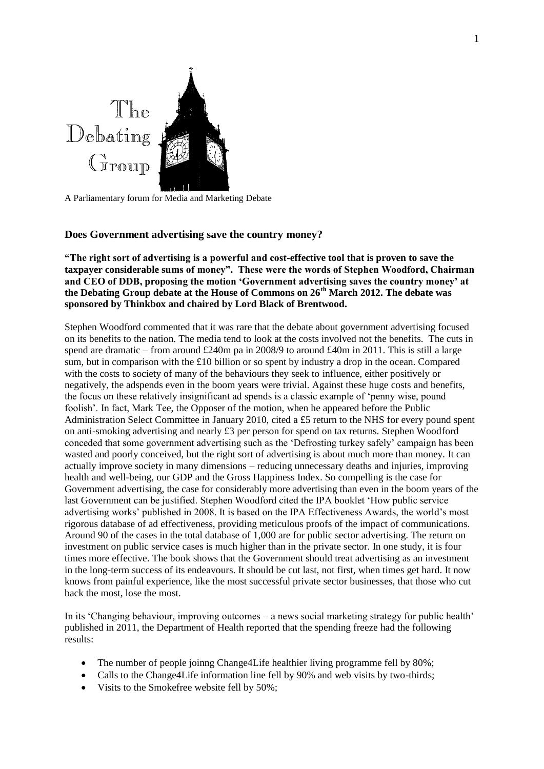The Debating Group

A Parliamentary forum for Media and Marketing Debate

## Does Government advertising save the country money?

**"The right sort of advertising is a powerful and cost-effective tool that is proven to save the taxpayer considerable sums of money". These were the words of Stephen Woodford, Chairman and CEO of DDB, proposing the motion 'Government advertising saves the country money' at the Debating Group debate at the House of Commons on 26th March 2012. The debate was sponsored by Thinkbox and chaired by Lord Black of Brentwood.**

Stephen Woodford commented that it was rare that the debate about government advertising focused on its benefits to the nation. The media tend to look at the costs involved not the benefits. The cuts in spend are dramatic – from around £240m pa in 2008/9 to around £40m in 2011. This is still a large sum, but in comparison with the £10 billion or so spent by industry a drop in the ocean. Compared with the costs to society of many of the behaviours they seek to influence, either positively or negatively, the adspends even in the boom years were trivial. Against these huge costs and benefits, the focus on these relatively insignificant ad spends is a classic example of 'penny wise, pound foolish'. In fact, Mark Tee, the Opposer of the motion, when he appeared before the Public Administration Select Committee in January 2010, cited a £5 return to the NHS for every pound spent on anti-smoking advertising and nearly £3 per person for spend on tax returns. Stephen Woodford conceded that some government advertising such as the 'Defrosting turkey safely' campaign has been wasted and poorly conceived, but the right sort of advertising is about much more than money. It can actually improve society in many dimensions – reducing unnecessary deaths and injuries, improving health and well-being, our GDP and the Gross Happiness Index. So compelling is the case for Government advertising, the case for considerably more advertising than even in the boom years of the last Government can be justified. Stephen Woodford cited the IPA booklet 'How public service advertising works' published in 2008. It is based on the IPA Effectiveness Awards, the world's most rigorous database of ad effectiveness, providing meticulous proofs of the impact of communications. Around 90 of the cases in the total database of 1,000 are for public sector advertising. The return on investment on public service cases is much higher than in the private sector. In one study, it is four times more effective. The book shows that the Government should treat advertising as an investment in the long-term success of its endeavours. It should be cut last, not first, when times get hard. It now knows from painful experience, like the most successful private sector businesses, that those who cut back the most, lose the most.

In its 'Changing behaviour, improving outcomes – a news social marketing strategy for public health' published in 2011, the Department of Health reported that the spending freeze had the following results:

- The number of people joinng Change4Life healthier living programme fell by 80%;
- Calls to the Change4Life information line fell by 90% and web visits by two-thirds;
- Visits to the Smokefree website fell by 50%;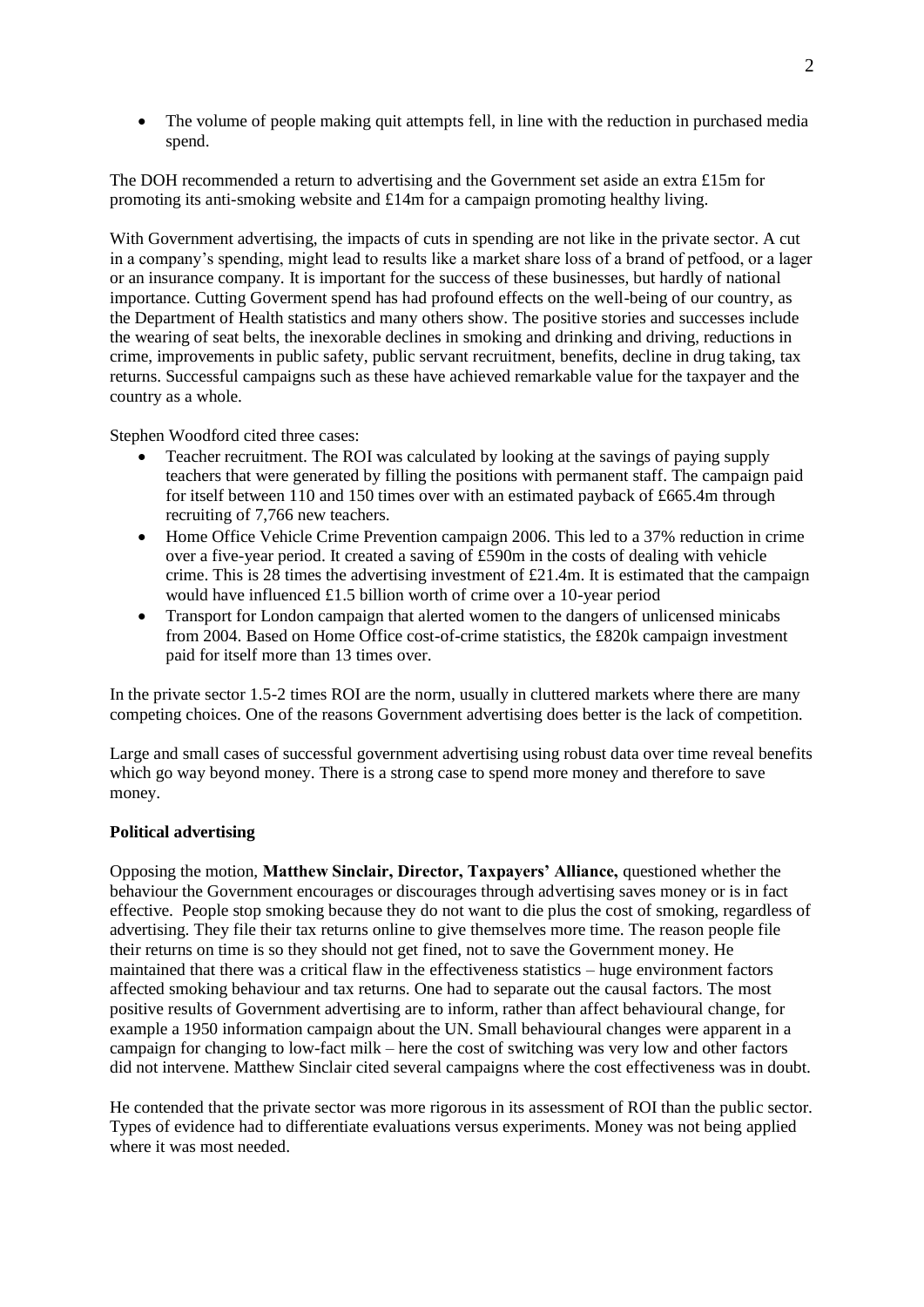- The volume of people making quit attempts fell, in line with the reduction in purchased media spend.

The DOH recommended a return to advertising and the Government set aside an extra £15m for promoting its anti-smoking website and £14m for a campaign promoting healthy living.

With Government advertising, the impacts of cuts in spending are not like in the private sector. A cut in a company's spending, might lead to results like a market share loss of a brand of petfood, or a lager or an insurance company. It is important for the success of these businesses, but hardly of national importance. Cutting Goverment spend has had profound effects on the well-being of our country, as the Department of Health statistics and many others show. The positive stories and successes include the wearing of seat belts, the inexorable declines in smoking and drinking and driving, reductions in crime, improvements in public safety, public servant recruitment, benefits, decline in drug taking, tax returns. Successful campaigns such as these have achieved remarkable value for the taxpayer and the country as a whole.

Stephen Woodford cited three cases:

- Teacher recruitment. The ROI was calculated by looking at the savings of paying supply teachers that were generated by filling the positions with permanent staff. The campaign paid for itself between 110 and 150 times over with an estimated payback of £665.4m through recruiting of 7,766 new teachers.
- Home Office Vehicle Crime Prevention campaign 2006. This led to a 37% reduction in crime over a five-year period. It created a saving of £590m in the costs of dealing with vehicle crime. This is 28 times the advertising investment of £21.4m. It is estimated that the campaign would have influenced £1.5 billion worth of crime over a 10-year period
- Transport for London campaign that alerted women to the dangers of unlicensed minicabs from 2004. Based on Home Office cost-of-crime statistics, the £820k campaign investment paid for itself more than 13 times over.

In the private sector 1.5-2 times ROI are the norm, usually in cluttered markets where there are many competing choices. One of the reasons Government advertising does better is the lack of competition.

Large and small cases of successful government advertising using robust data over time reveal benefits which go way beyond money. There is a strong case to spend more money and therefore to save money.

**Political advertising**

Opposing the motion, **Matthew Sinclair, Director, Taxpayers' Alliance,** questioned whether the behaviour the Government encourages or discourages through advertising saves money or is in fact effective. People stop smoking because they do not want to die plus the cost of smoking, regardless of advertising. They file their tax returns online to give themselves more time. The reason people file their returns on time is so they should not get fined, not to save the Government money. He maintained that there was a critical flaw in the effectiveness statistics – huge environment factors affected smoking behaviour and tax returns. One had to separate out the causal factors. The most positive results of Government advertising are to inform, rather than affect behavioural change, for example a 1950 information campaign about the UN. Small behavioural changes were apparent in a campaign for changing to low-fact milk – here the cost of switching was very low and other factors did not intervene. Matthew Sinclair cited several campaigns where the cost effectiveness was in doubt.

He contended that the private sector was more rigorous in its assessment of ROI than the public sector. Types of evidence had to differentiate evaluations versus experiments. Money was not being applied where it was most needed.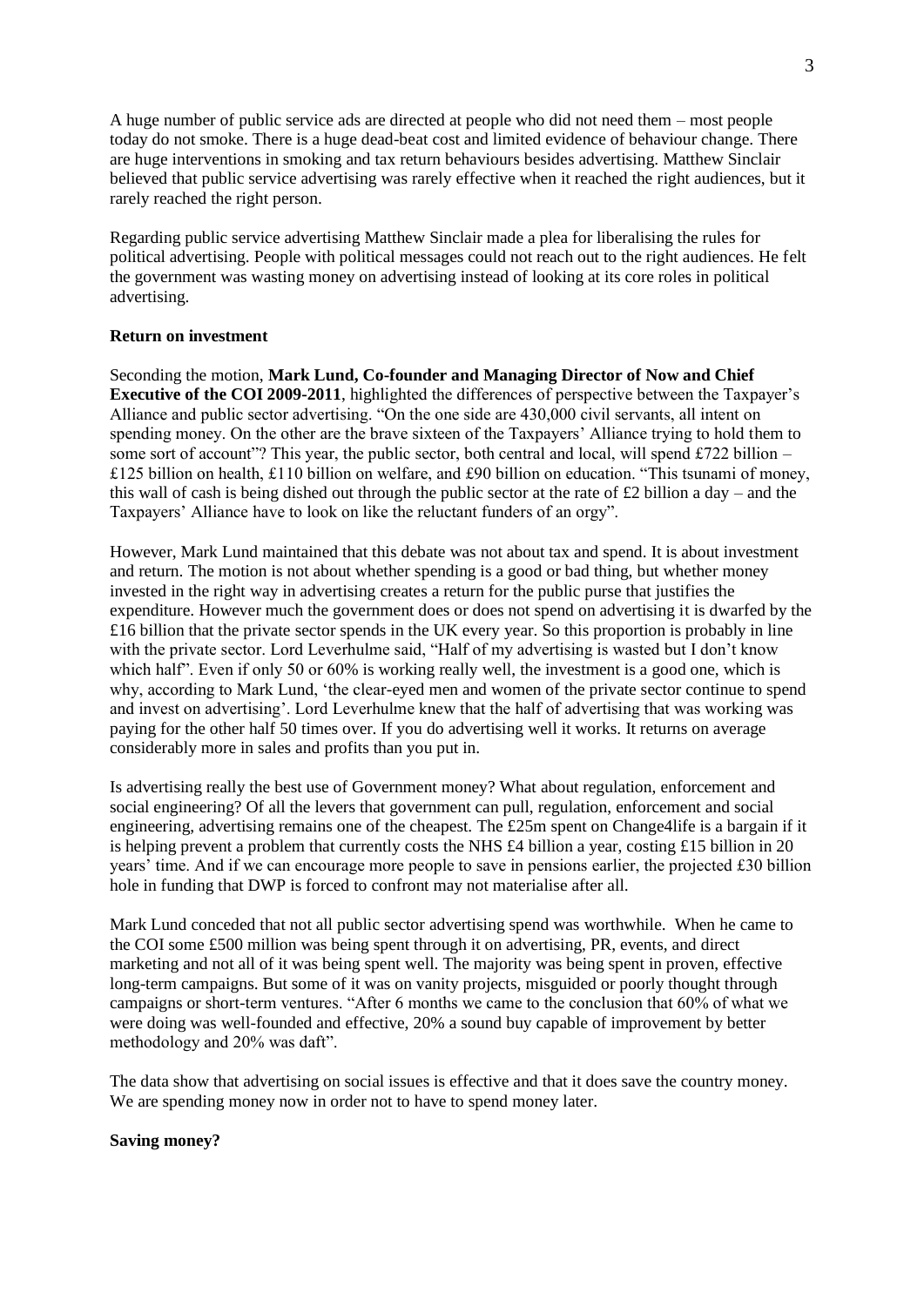A huge number of public service ads are directed at people who did not need them – most people today do not smoke. There is a huge dead-beat cost and limited evidence of behaviour change. There are huge interventions in smoking and tax return behaviours besides advertising. Matthew Sinclair believed that public service advertising was rarely effective when it reached the right audiences, but it rarely reached the right person.

Regarding public service advertising Matthew Sinclair made a plea for liberalising the rules for political advertising. People with political messages could not reach out to the right audiences. He felt the government was wasting money on advertising instead of looking at its core roles in political advertising.

**Return on investment**

Seconding the motion, **Mark Lund, Co-founder and Managing Director of Now and Chief Executive of the COI 2009-2011**, highlighted the differences of perspective between the Taxpayer's Alliance and public sector advertising. "On the one side are 430,000 civil servants, all intent on spending money. On the other are the brave sixteen of the Taxpayers' Alliance trying to hold them to some sort of account"? This year, the public sector, both central and local, will spend £722 billion – £125 billion on health, £110 billion on welfare, and £90 billion on education. "This tsunami of money, this wall of cash is being dished out through the public sector at the rate of £2 billion a day – and the Taxpayers' Alliance have to look on like the reluctant funders of an orgy".

However, Mark Lund maintained that this debate was not about tax and spend. It is about investment and return. The motion is not about whether spending is a good or bad thing, but whether money invested in the right way in advertising creates a return for the public purse that justifies the expenditure. However much the government does or does not spend on advertising it is dwarfed by the £16 billion that the private sector spends in the UK every year. So this proportion is probably in line with the private sector. Lord Leverhulme said, "Half of my advertising is wasted but I don't know which half". Even if only 50 or 60% is working really well, the investment is a good one, which is why, according to Mark Lund, 'the clear-eyed men and women of the private sector continue to spend and invest on advertising'. Lord Leverhulme knew that the half of advertising that was working was paying for the other half 50 times over. If you do advertising well it works. It returns on average considerably more in sales and profits than you put in.

Is advertising really the best use of Government money? What about regulation, enforcement and social engineering? Of all the levers that government can pull, regulation, enforcement and social engineering, advertising remains one of the cheapest. The £25m spent on Change4life is a bargain if it is helping prevent a problem that currently costs the NHS £4 billion a year, costing £15 billion in 20 years' time. And if we can encourage more people to save in pensions earlier, the projected £30 billion hole in funding that DWP is forced to confront may not materialise after all.

Mark Lund conceded that not all public sector advertising spend was worthwhile. When he came to the COI some £500 million was being spent through it on advertising, PR, events, and direct marketing and not all of it was being spent well. The majority was being spent in proven, effective long-term campaigns. But some of it was on vanity projects, misguided or poorly thought through campaigns or short-term ventures. "After 6 months we came to the conclusion that 60% of what we were doing was well-founded and effective, 20% a sound buy capable of improvement by better methodology and 20% was daft".

The data show that advertising on social issues is effective and that it does save the country money. We are spending money now in order not to have to spend money later.

**Saving money?**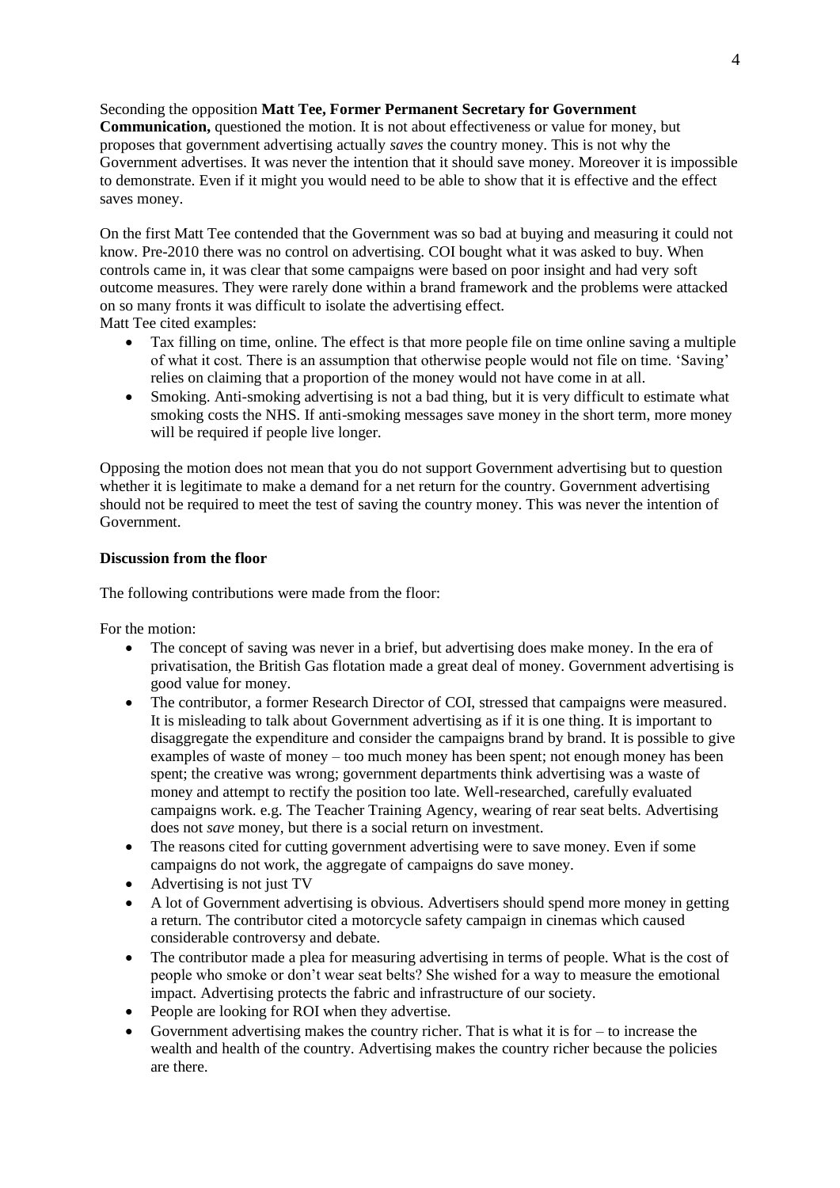Seconding the opposition **Matt Tee, Former Permanent Secretary for Government Communication,** questioned the motion. It is not about effectiveness or value for money, but proposes that government advertising actually *saves* the country money. This is not why the Government advertises. It was never the intention that it should save money. Moreover it is impossible to demonstrate. Even if it might you would need to be able to show that it is effective and the effect saves money.

On the first Matt Tee contended that the Government was so bad at buying and measuring it could not know. Pre-2010 there was no control on advertising. COI bought what it was asked to buy. When controls came in, it was clear that some campaigns were based on poor insight and had very soft outcome measures. They were rarely done within a brand framework and the problems were attacked on so many fronts it was difficult to isolate the advertising effect.
Matt Tee cited examples:

- Tax filling on time, online. The effect is that more people file on time online saving a multiple of what it cost. There is an assumption that otherwise people would not file on time. 'Saving' relies on claiming that a proportion of the money would not have come in at all.
- Smoking. Anti-smoking advertising is not a bad thing, but it is very difficult to estimate what smoking costs the NHS. If anti-smoking messages save money in the short term, more money will be required if people live longer.

Opposing the motion does not mean that you do not support Government advertising but to question whether it is legitimate to make a demand for a net return for the country. Government advertising should not be required to meet the test of saving the country money. This was never the intention of Government.

**Discussion from the floor**

The following contributions were made from the floor:

For the motion:

- The concept of saving was never in a brief, but advertising does make money. In the era of privatisation, the British Gas flotation made a great deal of money. Government advertising is good value for money.
- The contributor, a former Research Director of COI, stressed that campaigns were measured. It is misleading to talk about Government advertising as if it is one thing. It is important to disaggregate the expenditure and consider the campaigns brand by brand. It is possible to give examples of waste of money – too much money has been spent; not enough money has been spent; the creative was wrong; government departments think advertising was a waste of money and attempt to rectify the position too late. Well-researched, carefully evaluated campaigns work. e.g. The Teacher Training Agency, wearing of rear seat belts. Advertising does not *save* money, but there is a social return on investment.
- The reasons cited for cutting government advertising were to save money. Even if some campaigns do not work, the aggregate of campaigns do save money.
- Advertising is not just TV
- A lot of Government advertising is obvious. Advertisers should spend more money in getting a return. The contributor cited a motorcycle safety campaign in cinemas which caused considerable controversy and debate.
- The contributor made a plea for measuring advertising in terms of people. What is the cost of people who smoke or don't wear seat belts? She wished for a way to measure the emotional impact. Advertising protects the fabric and infrastructure of our society.
- People are looking for ROI when they advertise.
- Government advertising makes the country richer. That is what it is for – to increase the wealth and health of the country. Advertising makes the country richer because the policies are there.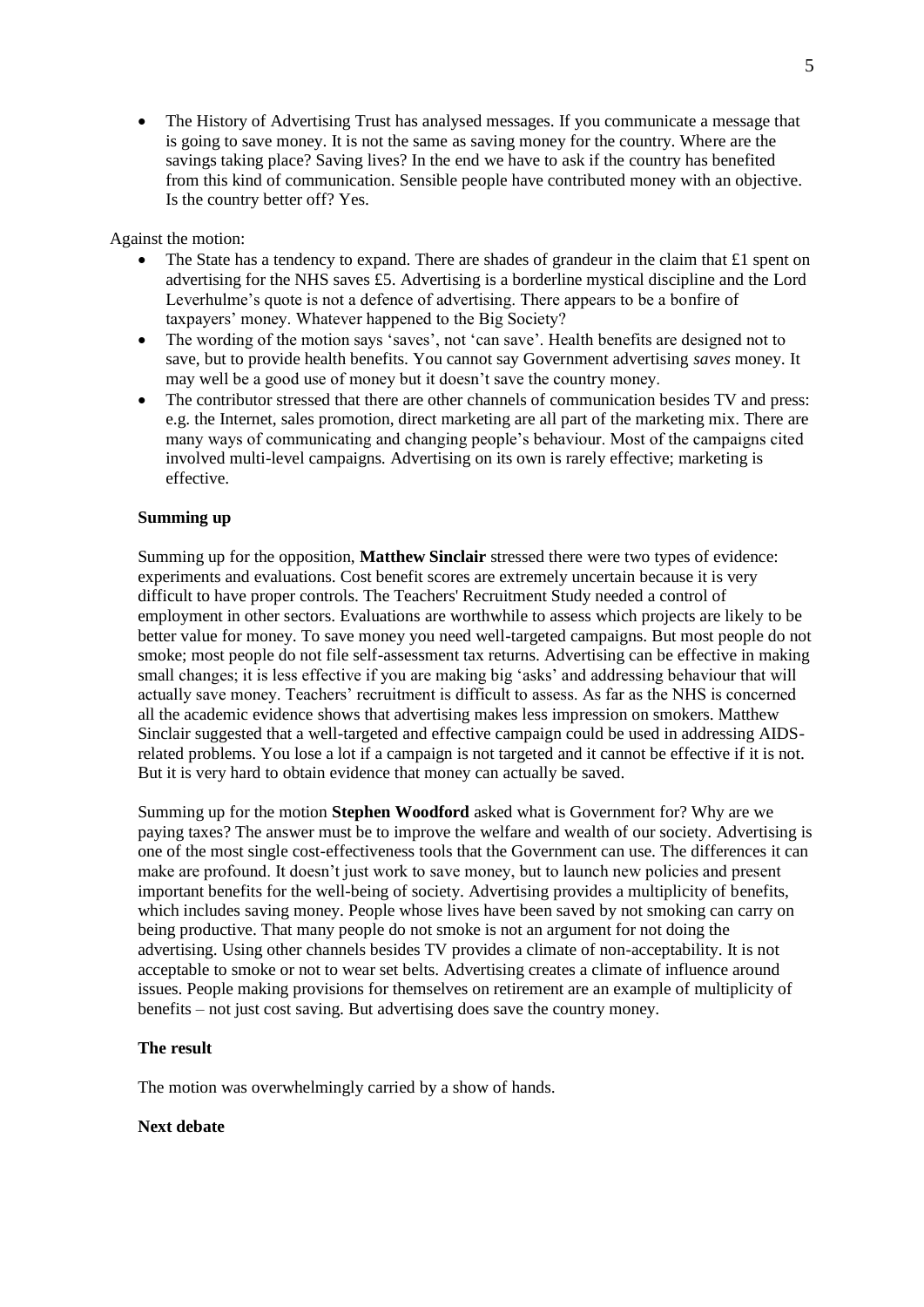- The History of Advertising Trust has analysed messages. If you communicate a message that is going to save money. It is not the same as saving money for the country. Where are the savings taking place? Saving lives? In the end we have to ask if the country has benefited from this kind of communication. Sensible people have contributed money with an objective. Is the country better off? Yes.

Against the motion:

- The State has a tendency to expand. There are shades of grandeur in the claim that £1 spent on advertising for the NHS saves £5. Advertising is a borderline mystical discipline and the Lord Leverhulme's quote is not a defence of advertising. There appears to be a bonfire of taxpayers' money. Whatever happened to the Big Society?
- The wording of the motion says 'saves', not 'can save'. Health benefits are designed not to save, but to provide health benefits. You cannot say Government advertising *saves* money. It may well be a good use of money but it doesn't save the country money.
- The contributor stressed that there are other channels of communication besides TV and press: e.g. the Internet, sales promotion, direct marketing are all part of the marketing mix. There are many ways of communicating and changing people's behaviour. Most of the campaigns cited involved multi-level campaigns. Advertising on its own is rarely effective; marketing is effective.

**Summing up**

Summing up for the opposition, **Matthew Sinclair** stressed there were two types of evidence: experiments and evaluations. Cost benefit scores are extremely uncertain because it is very difficult to have proper controls. The Teachers' Recruitment Study needed a control of employment in other sectors. Evaluations are worthwhile to assess which projects are likely to be better value for money. To save money you need well-targeted campaigns. But most people do not smoke; most people do not file self-assessment tax returns. Advertising can be effective in making small changes; it is less effective if you are making big 'asks' and addressing behaviour that will actually save money. Teachers' recruitment is difficult to assess. As far as the NHS is concerned all the academic evidence shows that advertising makes less impression on smokers. Matthew Sinclair suggested that a well-targeted and effective campaign could be used in addressing AIDS-related problems. You lose a lot if a campaign is not targeted and it cannot be effective if it is not. But it is very hard to obtain evidence that money can actually be saved.

Summing up for the motion **Stephen Woodford** asked what is Government for? Why are we paying taxes? The answer must be to improve the welfare and wealth of our society. Advertising is one of the most single cost-effectiveness tools that the Government can use. The differences it can make are profound. It doesn't just work to save money, but to launch new policies and present important benefits for the well-being of society. Advertising provides a multiplicity of benefits, which includes saving money. People whose lives have been saved by not smoking can carry on being productive. That many people do not smoke is not an argument for not doing the advertising. Using other channels besides TV provides a climate of non-acceptability. It is not acceptable to smoke or not to wear set belts. Advertising creates a climate of influence around issues. People making provisions for themselves on retirement are an example of multiplicity of benefits – not just cost saving. But advertising does save the country money.

**The result**

The motion was overwhelmingly carried by a show of hands.

**Next debate**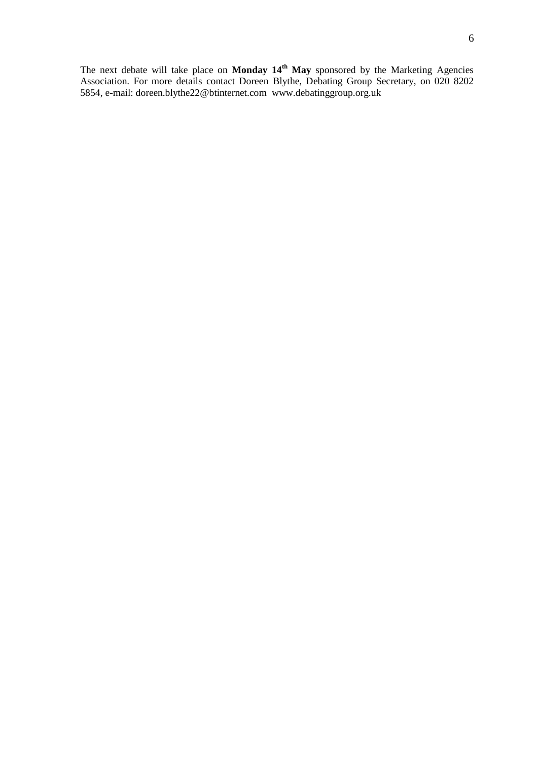The next debate will take place on **Monday 14th May** sponsored by the Marketing Agencies Association. For more details contact Doreen Blythe, Debating Group Secretary, on 020 8202 5854, e-mail: doreen.blythe22@btinternet.com www.debatinggroup.org.uk